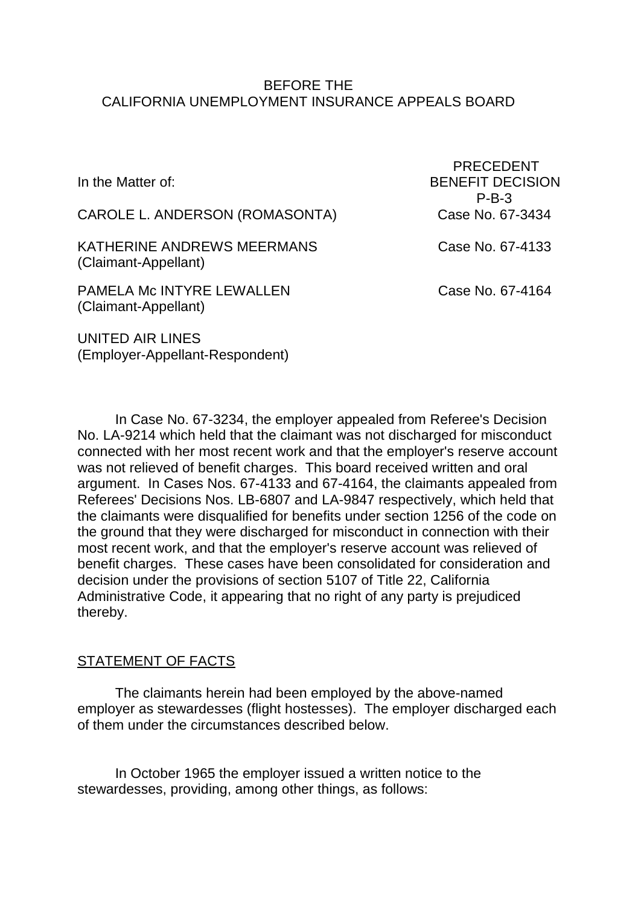BEFORE THE
CALIFORNIA UNEMPLOYMENT INSURANCE APPEALS BOARD

In the Matter of:

CAROLE L. ANDERSON (ROMASONTA)

KATHERINE ANDREWS MEERMANS
(Claimant-Appellant)

PAMELA Mc INTYRE LEWALLEN
(Claimant-Appellant)

UNITED AIR LINES
(Employer-Appellant-Respondent)

PRECEDENT
BENEFIT DECISION
P-B-3
Case No. 67-3434

Case No. 67-4133

Case No. 67-4164

In Case No. 67-3234, the employer appealed from Referee's Decision No. LA-9214 which held that the claimant was not discharged for misconduct connected with her most recent work and that the employer's reserve account was not relieved of benefit charges. This board received written and oral argument. In Cases Nos. 67-4133 and 67-4164, the claimants appealed from Referees' Decisions Nos. LB-6807 and LA-9847 respectively, which held that the claimants were disqualified for benefits under section 1256 of the code on the ground that they were discharged for misconduct in connection with their most recent work, and that the employer's reserve account was relieved of benefit charges. These cases have been consolidated for consideration and decision under the provisions of section 5107 of Title 22, California Administrative Code, it appearing that no right of any party is prejudiced thereby.

STATEMENT OF FACTS

The claimants herein had been employed by the above-named employer as stewardesses (flight hostesses). The employer discharged each of them under the circumstances described below.

In October 1965 the employer issued a written notice to the stewardesses, providing, among other things, as follows: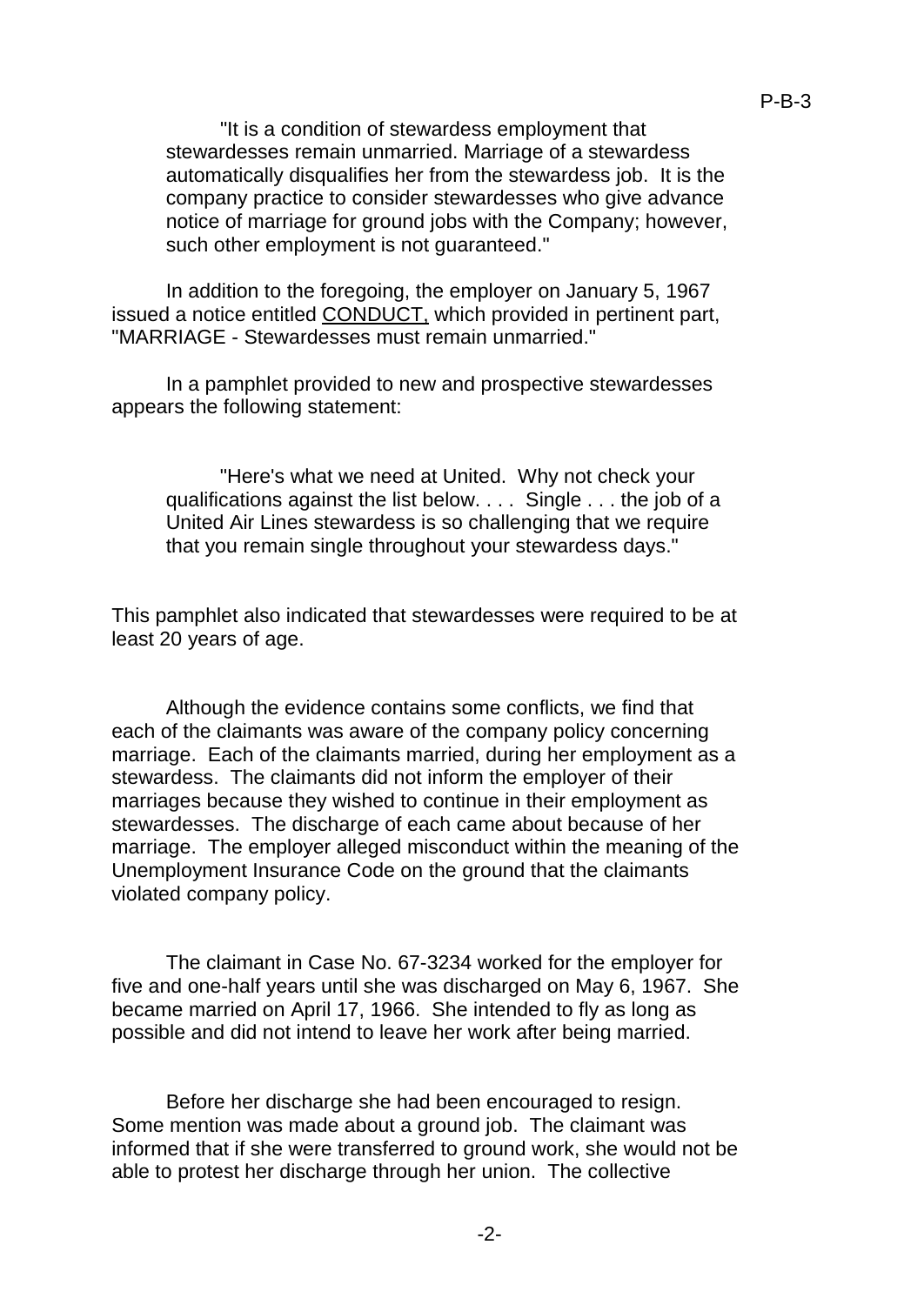> "It is a condition of stewardess employment that stewardesses remain unmarried. Marriage of a stewardess automatically disqualifies her from the stewardess job. It is the company practice to consider stewardesses who give advance notice of marriage for ground jobs with the Company; however, such other employment is not guaranteed."

In addition to the foregoing, the employer on January 5, 1967 issued a notice entitled <u>CONDUCT,</u> which provided in pertinent part, "MARRIAGE - Stewardesses must remain unmarried."

In a pamphlet provided to new and prospective stewardesses appears the following statement:

> "Here's what we need at United. Why not check your qualifications against the list below. . . . Single . . . the job of a United Air Lines stewardess is so challenging that we require that you remain single throughout your stewardess days."

This pamphlet also indicated that stewardesses were required to be at least 20 years of age.

Although the evidence contains some conflicts, we find that each of the claimants was aware of the company policy concerning marriage. Each of the claimants married, during her employment as a stewardess. The claimants did not inform the employer of their marriages because they wished to continue in their employment as stewardesses. The discharge of each came about because of her marriage. The employer alleged misconduct within the meaning of the Unemployment Insurance Code on the ground that the claimants violated company policy.

The claimant in Case No. 67-3234 worked for the employer for five and one-half years until she was discharged on May 6, 1967. She became married on April 17, 1966. She intended to fly as long as possible and did not intend to leave her work after being married.

Before her discharge she had been encouraged to resign. Some mention was made about a ground job. The claimant was informed that if she were transferred to ground work, she would not be able to protest her discharge through her union. The collective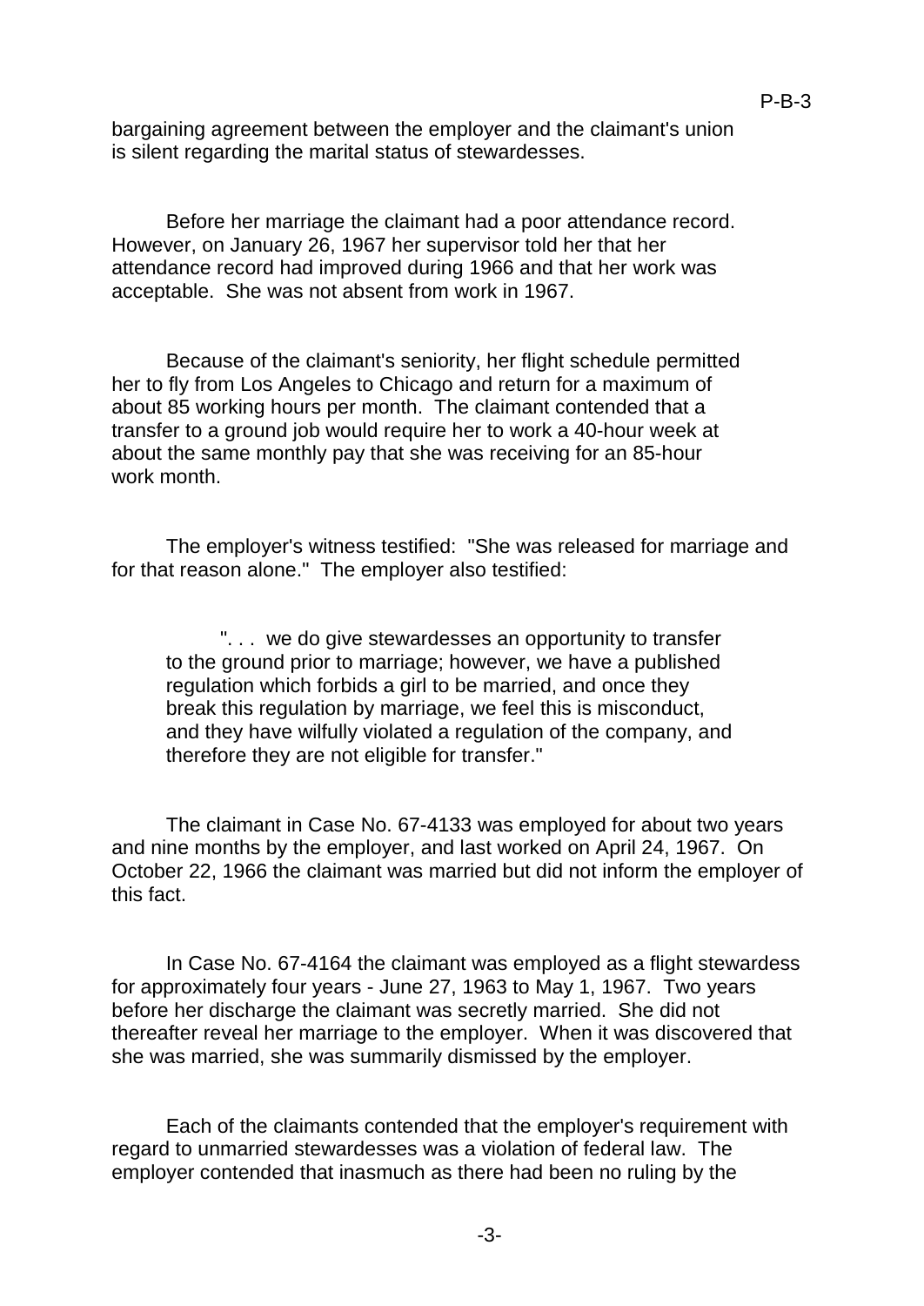bargaining agreement between the employer and the claimant's union is silent regarding the marital status of stewardesses.

Before her marriage the claimant had a poor attendance record. However, on January 26, 1967 her supervisor told her that her attendance record had improved during 1966 and that her work was acceptable. She was not absent from work in 1967.

Because of the claimant's seniority, her flight schedule permitted her to fly from Los Angeles to Chicago and return for a maximum of about 85 working hours per month. The claimant contended that a transfer to a ground job would require her to work a 40-hour week at about the same monthly pay that she was receiving for an 85-hour work month.

The employer's witness testified: "She was released for marriage and for that reason alone." The employer also testified:

> ". . . we do give stewardesses an opportunity to transfer to the ground prior to marriage; however, we have a published regulation which forbids a girl to be married, and once they break this regulation by marriage, we feel this is misconduct, and they have wilfully violated a regulation of the company, and therefore they are not eligible for transfer."

The claimant in Case No. 67-4133 was employed for about two years and nine months by the employer, and last worked on April 24, 1967. On October 22, 1966 the claimant was married but did not inform the employer of this fact.

In Case No. 67-4164 the claimant was employed as a flight stewardess for approximately four years - June 27, 1963 to May 1, 1967. Two years before her discharge the claimant was secretly married. She did not thereafter reveal her marriage to the employer. When it was discovered that she was married, she was summarily dismissed by the employer.

Each of the claimants contended that the employer's requirement with regard to unmarried stewardesses was a violation of federal law. The employer contended that inasmuch as there had been no ruling by the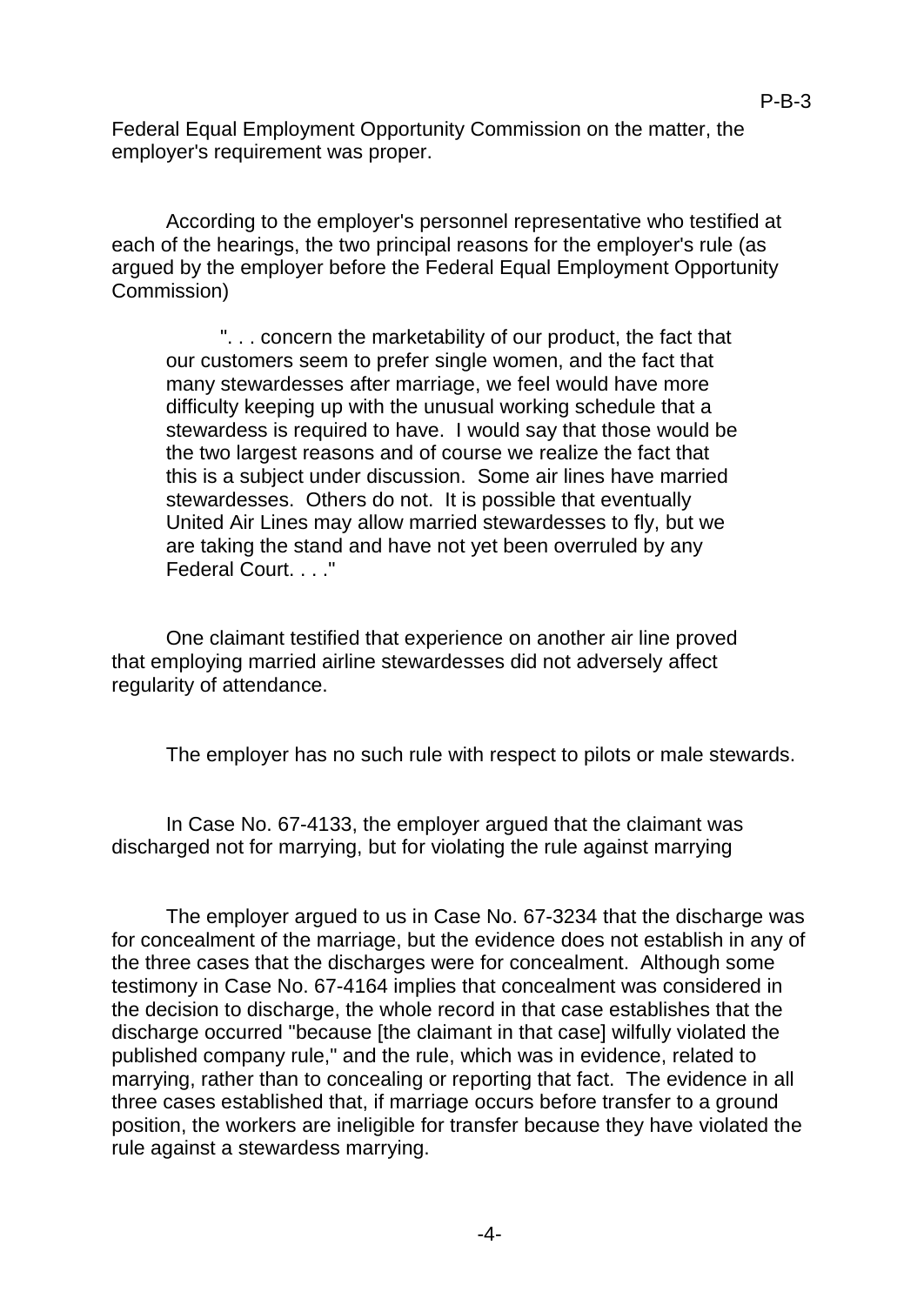Federal Equal Employment Opportunity Commission on the matter, the employer's requirement was proper.

According to the employer's personnel representative who testified at each of the hearings, the two principal reasons for the employer's rule (as argued by the employer before the Federal Equal Employment Opportunity Commission)

> ". . . concern the marketability of our product, the fact that our customers seem to prefer single women, and the fact that many stewardesses after marriage, we feel would have more difficulty keeping up with the unusual working schedule that a stewardess is required to have. I would say that those would be the two largest reasons and of course we realize the fact that this is a subject under discussion. Some air lines have married stewardesses. Others do not. It is possible that eventually United Air Lines may allow married stewardesses to fly, but we are taking the stand and have not yet been overruled by any Federal Court. . . ."

One claimant testified that experience on another air line proved that employing married airline stewardesses did not adversely affect regularity of attendance.

The employer has no such rule with respect to pilots or male stewards.

In Case No. 67-4133, the employer argued that the claimant was discharged not for marrying, but for violating the rule against marrying

The employer argued to us in Case No. 67-3234 that the discharge was for concealment of the marriage, but the evidence does not establish in any of the three cases that the discharges were for concealment. Although some testimony in Case No. 67-4164 implies that concealment was considered in the decision to discharge, the whole record in that case establishes that the discharge occurred "because [the claimant in that case] wilfully violated the published company rule," and the rule, which was in evidence, related to marrying, rather than to concealing or reporting that fact. The evidence in all three cases established that, if marriage occurs before transfer to a ground position, the workers are ineligible for transfer because they have violated the rule against a stewardess marrying.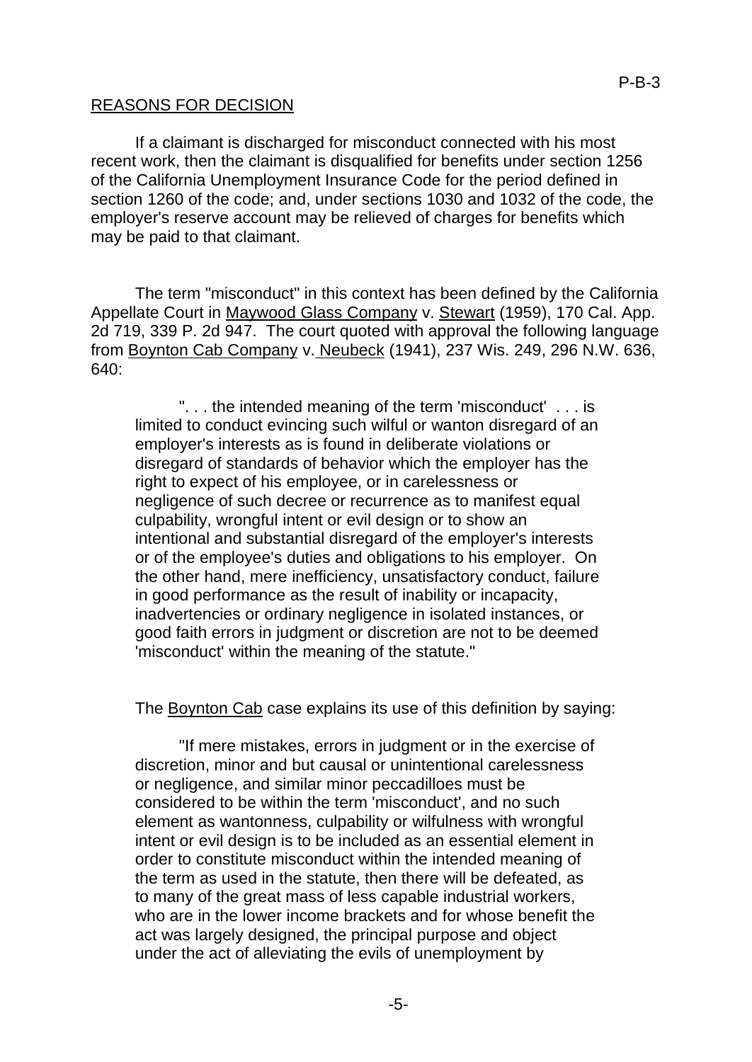## REASONS FOR DECISION

If a claimant is discharged for misconduct connected with his most recent work, then the claimant is disqualified for benefits under section 1256 of the California Unemployment Insurance Code for the period defined in section 1260 of the code; and, under sections 1030 and 1032 of the code, the employer's reserve account may be relieved of charges for benefits which may be paid to that claimant.

The term "misconduct" in this context has been defined by the California Appellate Court in Maywood Glass Company v. Stewart (1959), 170 Cal. App. 2d 719, 339 P. 2d 947. The court quoted with approval the following language from Boynton Cab Company v. Neubeck (1941), 237 Wis. 249, 296 N.W. 636, 640:

> ". . . the intended meaning of the term 'misconduct' . . . is limited to conduct evincing such wilful or wanton disregard of an employer's interests as is found in deliberate violations or disregard of standards of behavior which the employer has the right to expect of his employee, or in carelessness or negligence of such decree or recurrence as to manifest equal culpability, wrongful intent or evil design or to show an intentional and substantial disregard of the employer's interests or of the employee's duties and obligations to his employer. On the other hand, mere inefficiency, unsatisfactory conduct, failure in good performance as the result of inability or incapacity, inadvertencies or ordinary negligence in isolated instances, or good faith errors in judgment or discretion are not to be deemed 'misconduct' within the meaning of the statute."

The Boynton Cab case explains its use of this definition by saying:

> "If mere mistakes, errors in judgment or in the exercise of discretion, minor and but causal or unintentional carelessness or negligence, and similar minor peccadilloes must be considered to be within the term 'misconduct', and no such element as wantonness, culpability or wilfulness with wrongful intent or evil design is to be included as an essential element in order to constitute misconduct within the intended meaning of the term as used in the statute, then there will be defeated, as to many of the great mass of less capable industrial workers, who are in the lower income brackets and for whose benefit the act was largely designed, the principal purpose and object under the act of alleviating the evils of unemployment by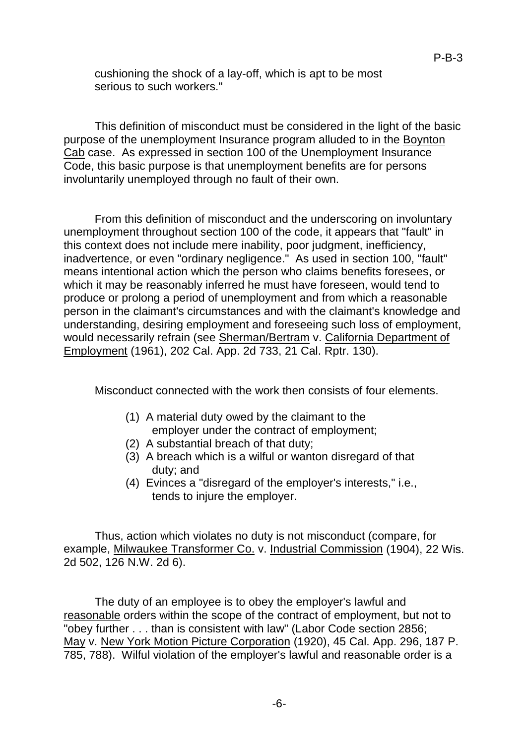cushioning the shock of a lay-off, which is apt to be most serious to such workers."

This definition of misconduct must be considered in the light of the basic purpose of the unemployment Insurance program alluded to in the Boynton Cab case. As expressed in section 100 of the Unemployment Insurance Code, this basic purpose is that unemployment benefits are for persons involuntarily unemployed through no fault of their own.

From this definition of misconduct and the underscoring on involuntary unemployment throughout section 100 of the code, it appears that "fault" in this context does not include mere inability, poor judgment, inefficiency, inadvertence, or even "ordinary negligence." As used in section 100, "fault" means intentional action which the person who claims benefits foresees, or which it may be reasonably inferred he must have foreseen, would tend to produce or prolong a period of unemployment and from which a reasonable person in the claimant's circumstances and with the claimant's knowledge and understanding, desiring employment and foreseeing such loss of employment, would necessarily refrain (see Sherman/Bertram v. California Department of Employment (1961), 202 Cal. App. 2d 733, 21 Cal. Rptr. 130).

Misconduct connected with the work then consists of four elements.

(1) A material duty owed by the claimant to the employer under the contract of employment;
(2) A substantial breach of that duty;
(3) A breach which is a wilful or wanton disregard of that duty; and
(4) Evinces a "disregard of the employer's interests," i.e., tends to injure the employer.

Thus, action which violates no duty is not misconduct (compare, for example, Milwaukee Transformer Co. v. Industrial Commission (1904), 22 Wis. 2d 502, 126 N.W. 2d 6).

The duty of an employee is to obey the employer's lawful and reasonable orders within the scope of the contract of employment, but not to "obey further . . . than is consistent with law" (Labor Code section 2856; May v. New York Motion Picture Corporation (1920), 45 Cal. App. 296, 187 P. 785, 788). Wilful violation of the employer's lawful and reasonable order is a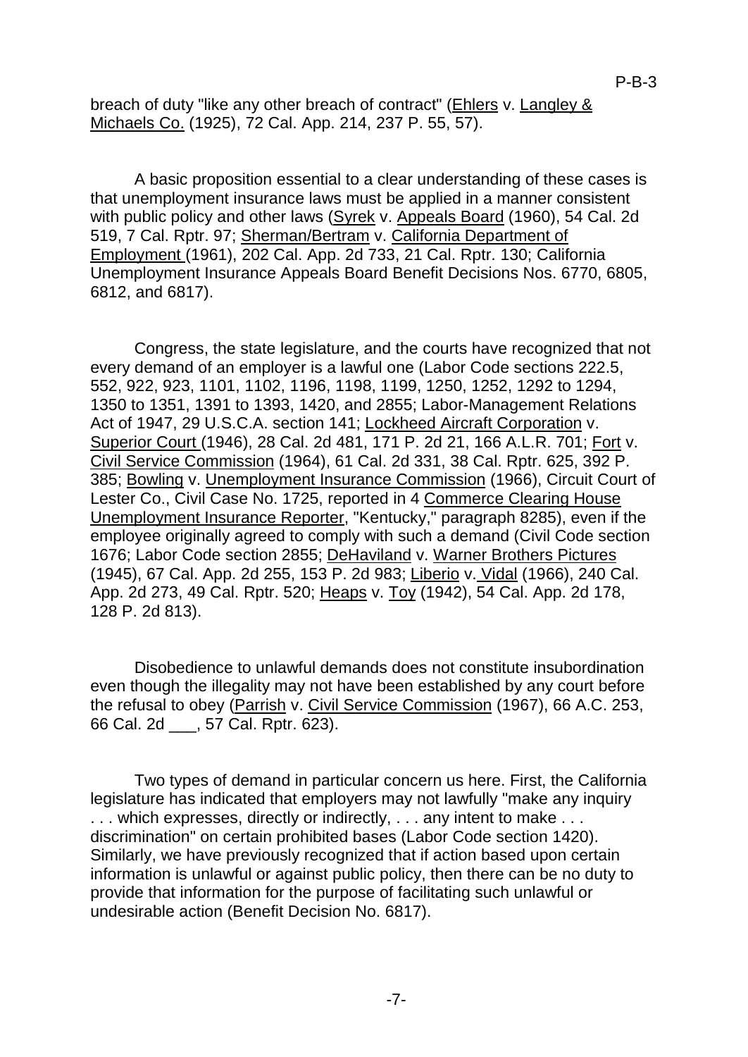breach of duty "like any other breach of contract" (Ehlers v. Langley & Michaels Co. (1925), 72 Cal. App. 214, 237 P. 55, 57).

A basic proposition essential to a clear understanding of these cases is that unemployment insurance laws must be applied in a manner consistent with public policy and other laws (Syrek v. Appeals Board (1960), 54 Cal. 2d 519, 7 Cal. Rptr. 97; Sherman/Bertram v. California Department of Employment (1961), 202 Cal. App. 2d 733, 21 Cal. Rptr. 130; California Unemployment Insurance Appeals Board Benefit Decisions Nos. 6770, 6805, 6812, and 6817).

Congress, the state legislature, and the courts have recognized that not every demand of an employer is a lawful one (Labor Code sections 222.5, 552, 922, 923, 1101, 1102, 1196, 1198, 1199, 1250, 1252, 1292 to 1294, 1350 to 1351, 1391 to 1393, 1420, and 2855; Labor-Management Relations Act of 1947, 29 U.S.C.A. section 141; Lockheed Aircraft Corporation v. Superior Court (1946), 28 Cal. 2d 481, 171 P. 2d 21, 166 A.L.R. 701; Fort v. Civil Service Commission (1964), 61 Cal. 2d 331, 38 Cal. Rptr. 625, 392 P. 385; Bowling v. Unemployment Insurance Commission (1966), Circuit Court of Lester Co., Civil Case No. 1725, reported in 4 Commerce Clearing House Unemployment Insurance Reporter, "Kentucky," paragraph 8285), even if the employee originally agreed to comply with such a demand (Civil Code section 1676; Labor Code section 2855; DeHaviland v. Warner Brothers Pictures (1945), 67 Cal. App. 2d 255, 153 P. 2d 983; Liberio v. Vidal (1966), 240 Cal. App. 2d 273, 49 Cal. Rptr. 520; Heaps v. Toy (1942), 54 Cal. App. 2d 178, 128 P. 2d 813).

Disobedience to unlawful demands does not constitute insubordination even though the illegality may not have been established by any court before the refusal to obey (Parrish v. Civil Service Commission (1967), 66 A.C. 253, 66 Cal. 2d ___, 57 Cal. Rptr. 623).

Two types of demand in particular concern us here. First, the California legislature has indicated that employers may not lawfully "make any inquiry . . . which expresses, directly or indirectly, . . . any intent to make . . . discrimination" on certain prohibited bases (Labor Code section 1420). Similarly, we have previously recognized that if action based upon certain information is unlawful or against public policy, then there can be no duty to provide that information for the purpose of facilitating such unlawful or undesirable action (Benefit Decision No. 6817).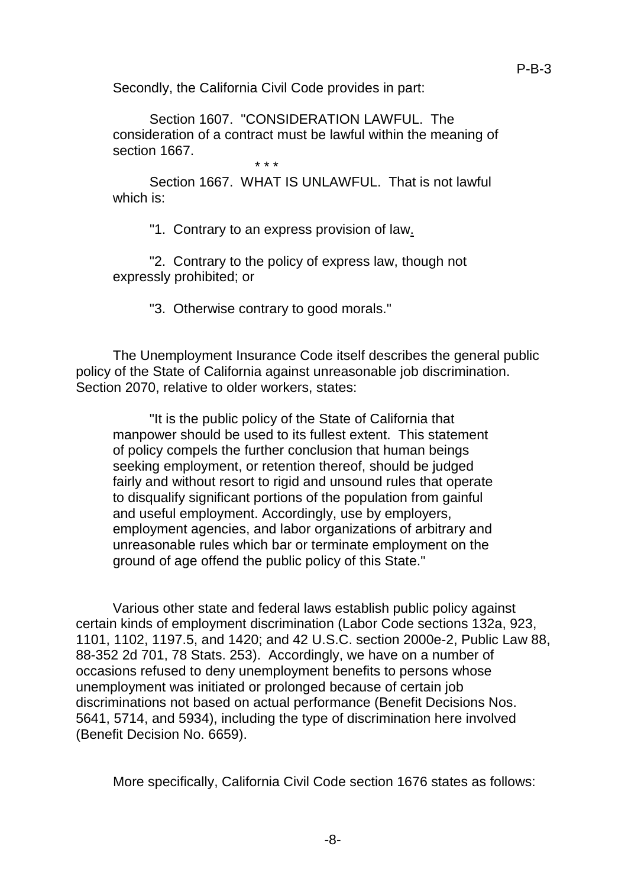Secondly, the California Civil Code provides in part:

> Section 1607. "CONSIDERATION LAWFUL. The consideration of a contract must be lawful within the meaning of section 1667.
>
> \* \* \*
>
> Section 1667. WHAT IS UNLAWFUL. That is not lawful which is:
>
> "1. Contrary to an express provision of law.
>
> "2. Contrary to the policy of express law, though not expressly prohibited; or
>
> "3. Otherwise contrary to good morals."

The Unemployment Insurance Code itself describes the general public policy of the State of California against unreasonable job discrimination. Section 2070, relative to older workers, states:

> "It is the public policy of the State of California that manpower should be used to its fullest extent. This statement of policy compels the further conclusion that human beings seeking employment, or retention thereof, should be judged fairly and without resort to rigid and unsound rules that operate to disqualify significant portions of the population from gainful and useful employment. Accordingly, use by employers, employment agencies, and labor organizations of arbitrary and unreasonable rules which bar or terminate employment on the ground of age offend the public policy of this State."

Various other state and federal laws establish public policy against certain kinds of employment discrimination (Labor Code sections 132a, 923, 1101, 1102, 1197.5, and 1420; and 42 U.S.C. section 2000e-2, Public Law 88, 88-352 2d 701, 78 Stats. 253). Accordingly, we have on a number of occasions refused to deny unemployment benefits to persons whose unemployment was initiated or prolonged because of certain job discriminations not based on actual performance (Benefit Decisions Nos. 5641, 5714, and 5934), including the type of discrimination here involved (Benefit Decision No. 6659).

More specifically, California Civil Code section 1676 states as follows: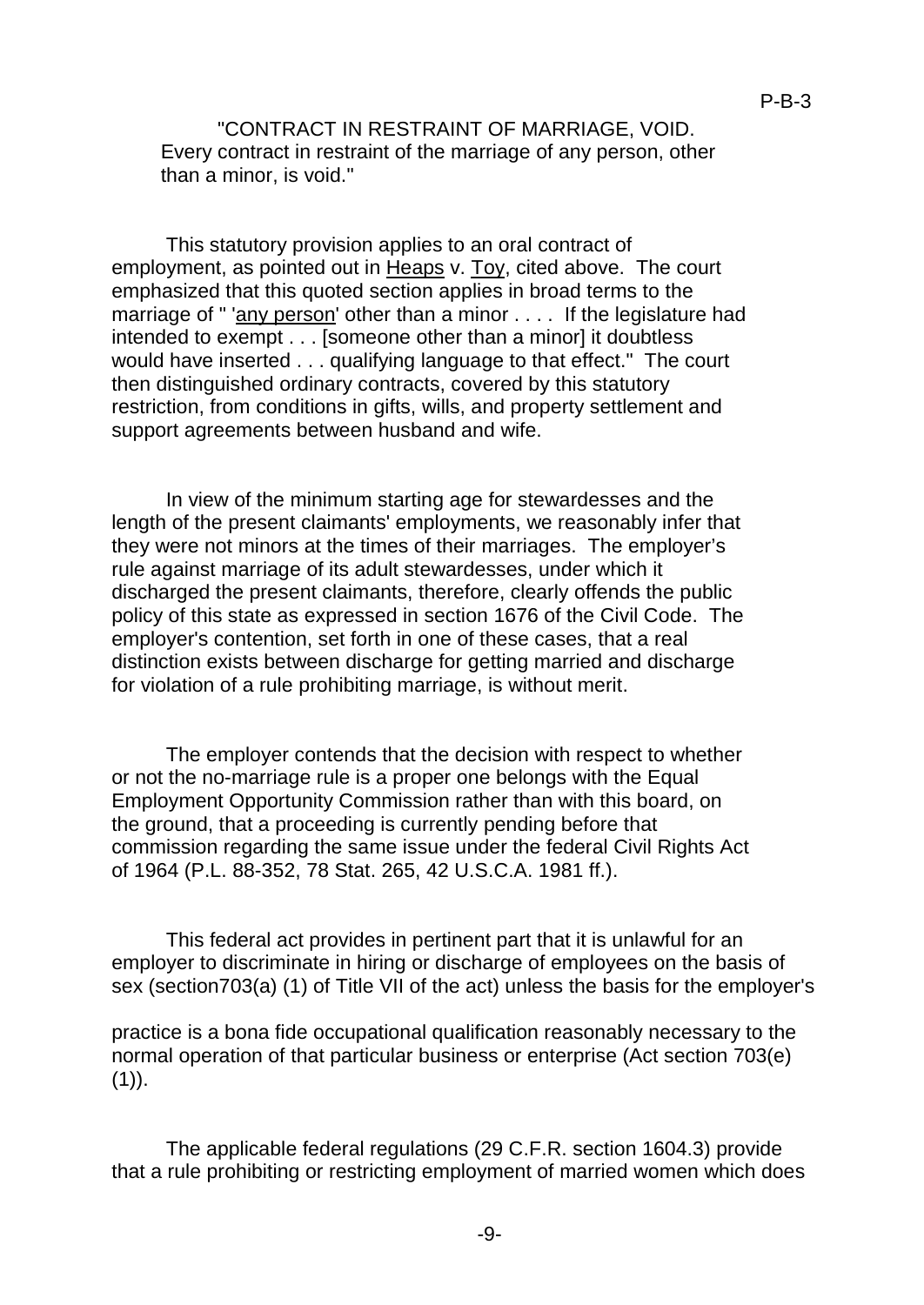"CONTRACT IN RESTRAINT OF MARRIAGE, VOID. Every contract in restraint of the marriage of any person, other than a minor, is void."

This statutory provision applies to an oral contract of employment, as pointed out in Heaps v. Toy, cited above. The court emphasized that this quoted section applies in broad terms to the marriage of " 'any person' other than a minor . . . . If the legislature had intended to exempt . . . [someone other than a minor] it doubtless would have inserted . . . qualifying language to that effect." The court then distinguished ordinary contracts, covered by this statutory restriction, from conditions in gifts, wills, and property settlement and support agreements between husband and wife.

In view of the minimum starting age for stewardesses and the length of the present claimants' employments, we reasonably infer that they were not minors at the times of their marriages. The employer's rule against marriage of its adult stewardesses, under which it discharged the present claimants, therefore, clearly offends the public policy of this state as expressed in section 1676 of the Civil Code. The employer's contention, set forth in one of these cases, that a real distinction exists between discharge for getting married and discharge for violation of a rule prohibiting marriage, is without merit.

The employer contends that the decision with respect to whether or not the no-marriage rule is a proper one belongs with the Equal Employment Opportunity Commission rather than with this board, on the ground, that a proceeding is currently pending before that commission regarding the same issue under the federal Civil Rights Act of 1964 (P.L. 88-352, 78 Stat. 265, 42 U.S.C.A. 1981 ff.).

This federal act provides in pertinent part that it is unlawful for an employer to discriminate in hiring or discharge of employees on the basis of sex (section703(a) (1) of Title VII of the act) unless the basis for the employer's practice is a bona fide occupational qualification reasonably necessary to the normal operation of that particular business or enterprise (Act section 703(e) (1)).

The applicable federal regulations (29 C.F.R. section 1604.3) provide that a rule prohibiting or restricting employment of married women which does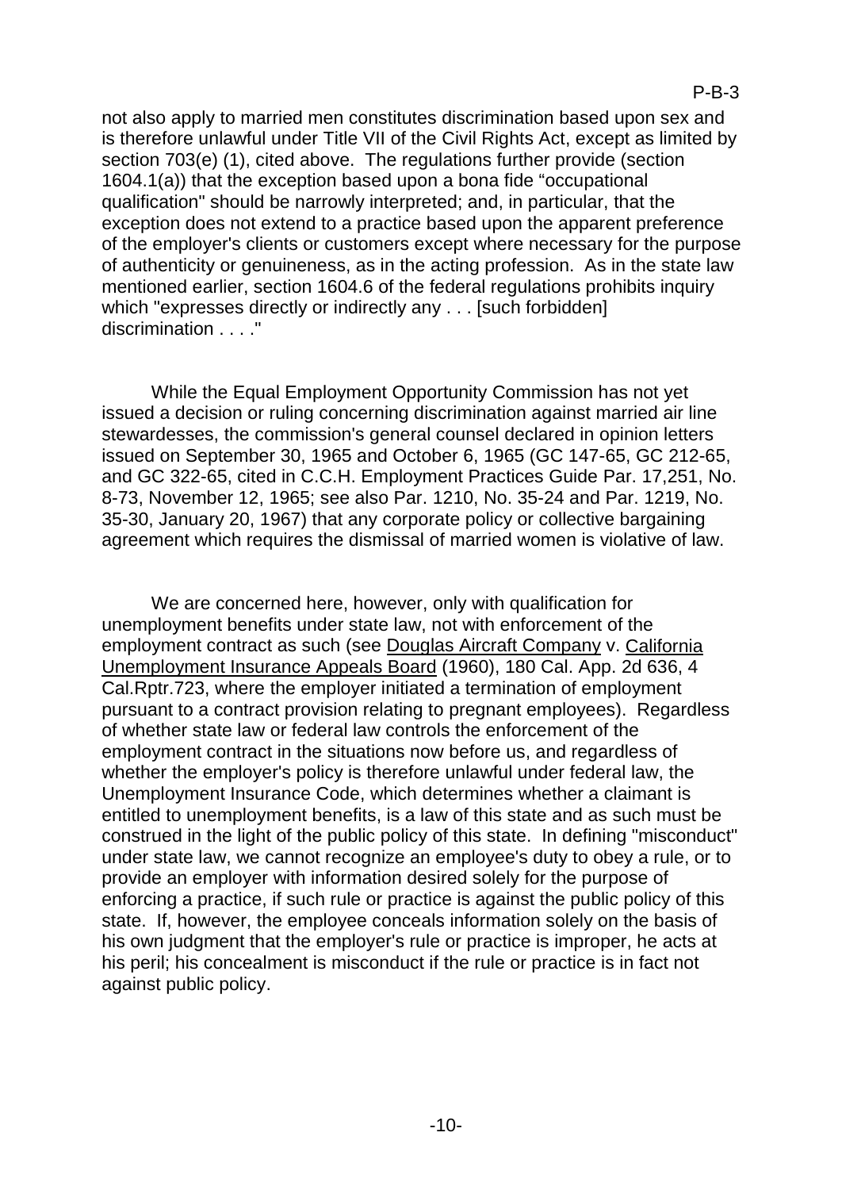not also apply to married men constitutes discrimination based upon sex and is therefore unlawful under Title VII of the Civil Rights Act, except as limited by section 703(e) (1), cited above. The regulations further provide (section 1604.1(a)) that the exception based upon a bona fide "occupational qualification" should be narrowly interpreted; and, in particular, that the exception does not extend to a practice based upon the apparent preference of the employer's clients or customers except where necessary for the purpose of authenticity or genuineness, as in the acting profession. As in the state law mentioned earlier, section 1604.6 of the federal regulations prohibits inquiry which "expresses directly or indirectly any . . . [such forbidden] discrimination . . . ."

While the Equal Employment Opportunity Commission has not yet issued a decision or ruling concerning discrimination against married air line stewardesses, the commission's general counsel declared in opinion letters issued on September 30, 1965 and October 6, 1965 (GC 147-65, GC 212-65, and GC 322-65, cited in C.C.H. Employment Practices Guide Par. 17,251, No. 8-73, November 12, 1965; see also Par. 1210, No. 35-24 and Par. 1219, No. 35-30, January 20, 1967) that any corporate policy or collective bargaining agreement which requires the dismissal of married women is violative of law.

We are concerned here, however, only with qualification for unemployment benefits under state law, not with enforcement of the employment contract as such (see Douglas Aircraft Company v. California Unemployment Insurance Appeals Board (1960), 180 Cal. App. 2d 636, 4 Cal.Rptr.723, where the employer initiated a termination of employment pursuant to a contract provision relating to pregnant employees). Regardless of whether state law or federal law controls the enforcement of the employment contract in the situations now before us, and regardless of whether the employer's policy is therefore unlawful under federal law, the Unemployment Insurance Code, which determines whether a claimant is entitled to unemployment benefits, is a law of this state and as such must be construed in the light of the public policy of this state. In defining "misconduct" under state law, we cannot recognize an employee's duty to obey a rule, or to provide an employer with information desired solely for the purpose of enforcing a practice, if such rule or practice is against the public policy of this state. If, however, the employee conceals information solely on the basis of his own judgment that the employer's rule or practice is improper, he acts at his peril; his concealment is misconduct if the rule or practice is in fact not against public policy.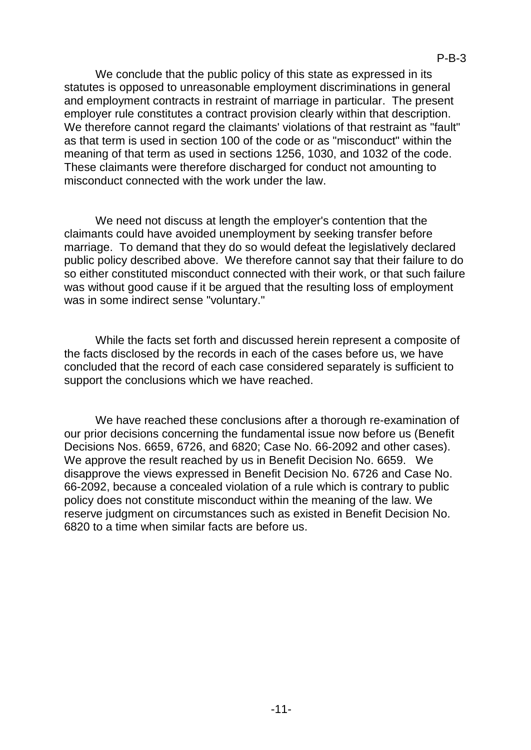We conclude that the public policy of this state as expressed in its statutes is opposed to unreasonable employment discriminations in general and employment contracts in restraint of marriage in particular. The present employer rule constitutes a contract provision clearly within that description. We therefore cannot regard the claimants' violations of that restraint as "fault" as that term is used in section 100 of the code or as "misconduct" within the meaning of that term as used in sections 1256, 1030, and 1032 of the code. These claimants were therefore discharged for conduct not amounting to misconduct connected with the work under the law.

We need not discuss at length the employer's contention that the claimants could have avoided unemployment by seeking transfer before marriage. To demand that they do so would defeat the legislatively declared public policy described above. We therefore cannot say that their failure to do so either constituted misconduct connected with their work, or that such failure was without good cause if it be argued that the resulting loss of employment was in some indirect sense "voluntary."

While the facts set forth and discussed herein represent a composite of the facts disclosed by the records in each of the cases before us, we have concluded that the record of each case considered separately is sufficient to support the conclusions which we have reached.

We have reached these conclusions after a thorough re-examination of our prior decisions concerning the fundamental issue now before us (Benefit Decisions Nos. 6659, 6726, and 6820; Case No. 66-2092 and other cases). We approve the result reached by us in Benefit Decision No. 6659. We disapprove the views expressed in Benefit Decision No. 6726 and Case No. 66-2092, because a concealed violation of a rule which is contrary to public policy does not constitute misconduct within the meaning of the law. We reserve judgment on circumstances such as existed in Benefit Decision No. 6820 to a time when similar facts are before us.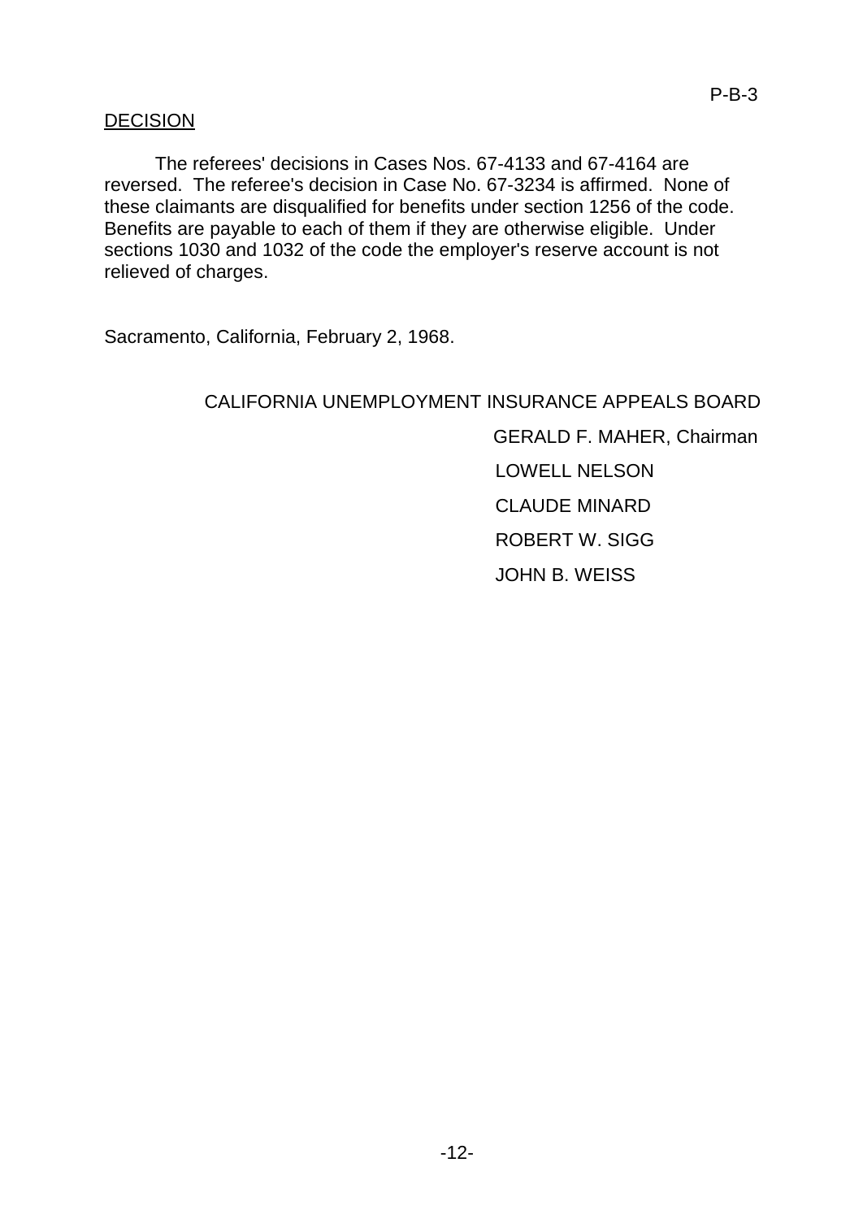DECISION

The referees' decisions in Cases Nos. 67-4133 and 67-4164 are reversed. The referee's decision in Case No. 67-3234 is affirmed. None of these claimants are disqualified for benefits under section 1256 of the code. Benefits are payable to each of them if they are otherwise eligible. Under sections 1030 and 1032 of the code the employer's reserve account is not relieved of charges.

Sacramento, California, February 2, 1968.

CALIFORNIA UNEMPLOYMENT INSURANCE APPEALS BOARD

GERALD F. MAHER, Chairman

LOWELL NELSON

CLAUDE MINARD

ROBERT W. SIGG

JOHN B. WEISS